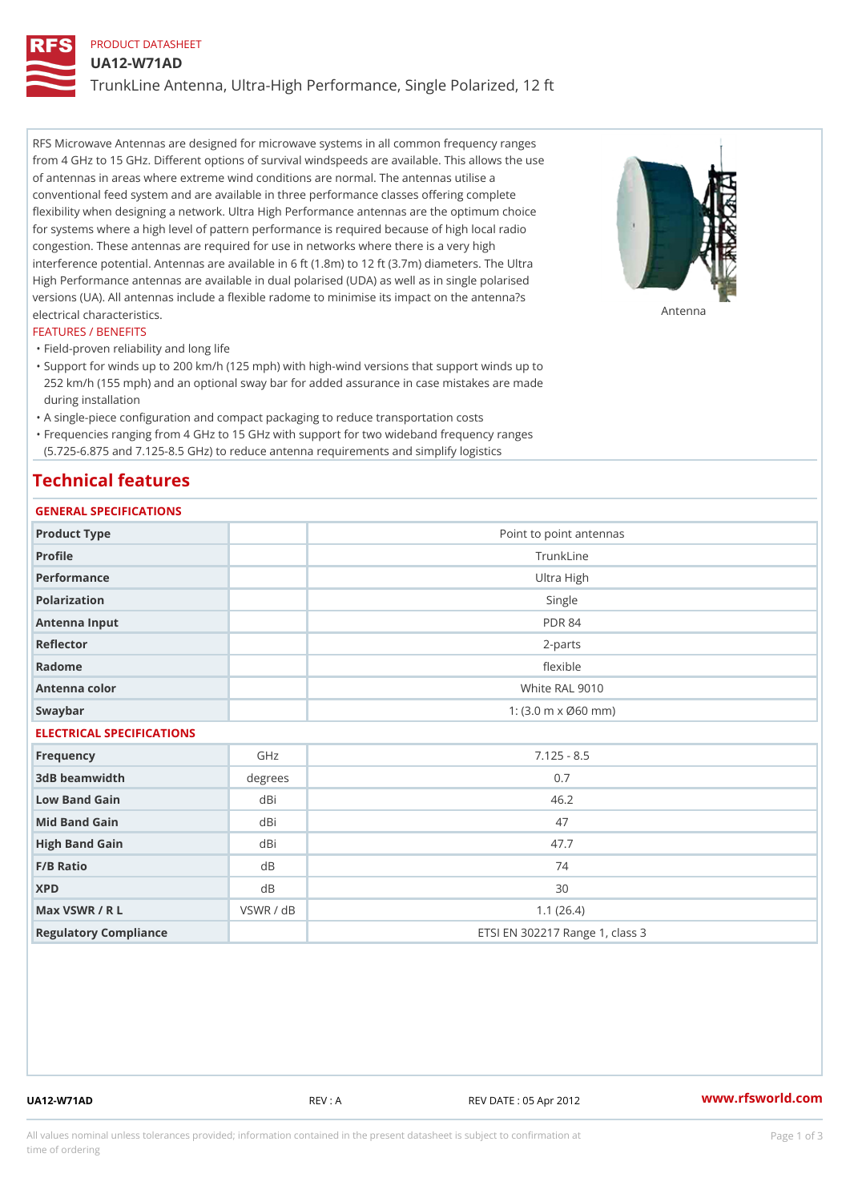PRODUCT DATASHEET

# UA12-W71AD

TrunkLine Antenna, Ultra-High Performance, Single Polarized, 12 ft

RFS Microwave Antennas are designed for microwave systems in all common frequency ranges from 4 GHz to 15 GHz. Different options of survival windspeeds are available. This allows the use of antennas in areas where extreme wind conditions are normal. The antennas utilise a conventional feed system and are available in three performance classes offering complete flexibility when designing a network. Ultra High Performance antennas are the optimum choice for systems where a high level of pattern performance is required because of high local radio congestion. These antennas are required for use in networks where there is a very high interference potential. Antennas are available in 6 ft (1.8m) to 12 ft (3.7m) diameters. The Ultra High Performance antennas are available in dual polarised (UDA) as well as in single polarised versions (UA). All antennas include a flexible radome to minimise its impact on the antenna?s electrical characteristics.

Antenna

FEATURES / BENEFITS

- Field-proven reliability and long life
- Support for winds up to 200 km/h (125 mph) with high-wind versions that support winds up to 252 km/h (155 mph) and an optional sway bar for added assurance in case mistakes are made during installation
- A single-piece configuration and compact packaging to reduce transportation costs
- Frequencies ranging from 4 GHz to 15 GHz with support for two wideband frequency ranges (5.725-6.875 and 7.125-8.5 GHz) to reduce antenna requirements and simplify logistics

## Technical features

### GENERAL SPECIFICATIONS

| | | |
|---|---|---|
| Product Type | | Point to point antennas |
| Profile | | TrunkLine |
| Performance | | Ultra High |
| Polarization | | Single |
| Antenna Input | | PDR 84 |
| Reflector | | 2-parts |
| Radome | | flexible |
| Antenna color | | White RAL 9010 |
| Swaybar | | 1: (3.0 m x Ø60 mm) |

### ELECTRICAL SPECIFICATIONS

| | | |
|---|---|---|
| Frequency | GHz | 7.125 - 8.5 |
| 3dB beamwidth | degrees | 0.7 |
| Low Band Gain | dBi | 46.2 |
| Mid Band Gain | dBi | 47 |
| High Band Gain | dBi | 47.7 |
| F/B Ratio | dB | 74 |
| XPD | dB | 30 |
| Max VSWR / R L | VSWR / dB | 1.1 (26.4) |
| Regulatory Compliance | | ETSI EN 302217 Range 1, class 3 |

UA12-W71AD REV : A REV DATE : 05 Apr 2012 www.rfsworld.com

All values nominal unless tolerances provided; information contained in the present datasheet is subject to confirmation at time of ordering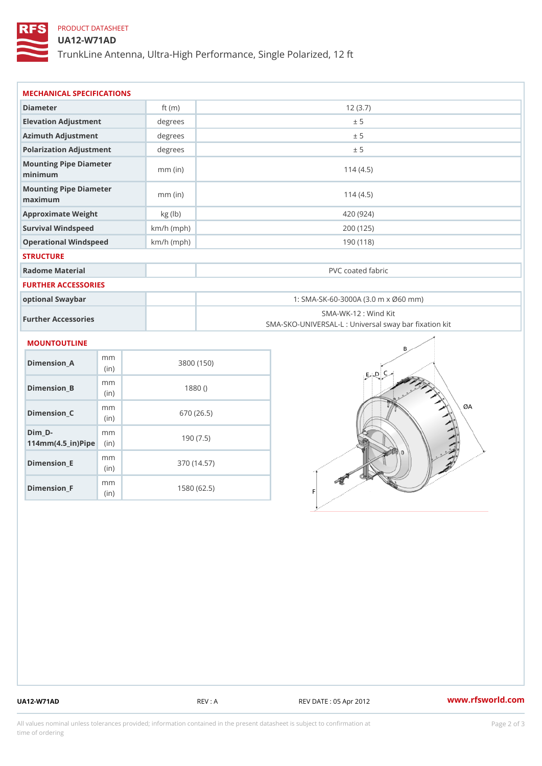PRODUCT DATASHEET

# UA12-W71AD

TrunkLine Antenna, Ultra-High Performance, Single Polarized, 12 ft

## MECHANICAL SPECIFICATIONS

| | | |
|---|---|---|
| Diameter | ft (m) | 12 (3.7) |
| Elevation Adjustment | degrees | ± 5 |
| Azimuth Adjustment | degrees | ± 5 |
| Polarization Adjustment | degrees | ± 5 |
| Mounting Pipe Diameter minimum | mm (in) | 114 (4.5) |
| Mounting Pipe Diameter maximum | mm (in) | 114 (4.5) |
| Approximate Weight | kg (lb) | 420 (924) |
| Survival Windspeed | km/h (mph) | 200 (125) |
| Operational Windspeed | km/h (mph) | 190 (118) |

## STRUCTURE

| | | |
|---|---|---|
| Radome Material | | PVC coated fabric |

## FURTHER ACCESSORIES

| | | |
|---|---|---|
| optional Swaybar | | 1: SMA-SK-60-3000A (3.0 m x Ø60 mm) |
| Further Accessories | | SMA-WK-12 : Wind Kit<br>SMA-SKO-UNIVERSAL-L : Universal sway bar fixation kit |

## MOUNTOUTLINE

| | | |
|---|---|---|
| Dimension_A | mm (in) | 3800 (150) |
| Dimension_B | mm (in) | 1880 () |
| Dimension_C | mm (in) | 670 (26.5) |
| Dim_D-114mm(4.5_in)Pipe | mm (in) | 190 (7.5) |
| Dimension_E | mm (in) | 370 (14.57) |
| Dimension_F | mm (in) | 1580 (62.5) |

UA12-W71AD REV : A REV DATE : 05 Apr 2012 www.rfsworld.com

All values nominal unless tolerances provided; information contained in the present datasheet is subject to confirmation at time of ordering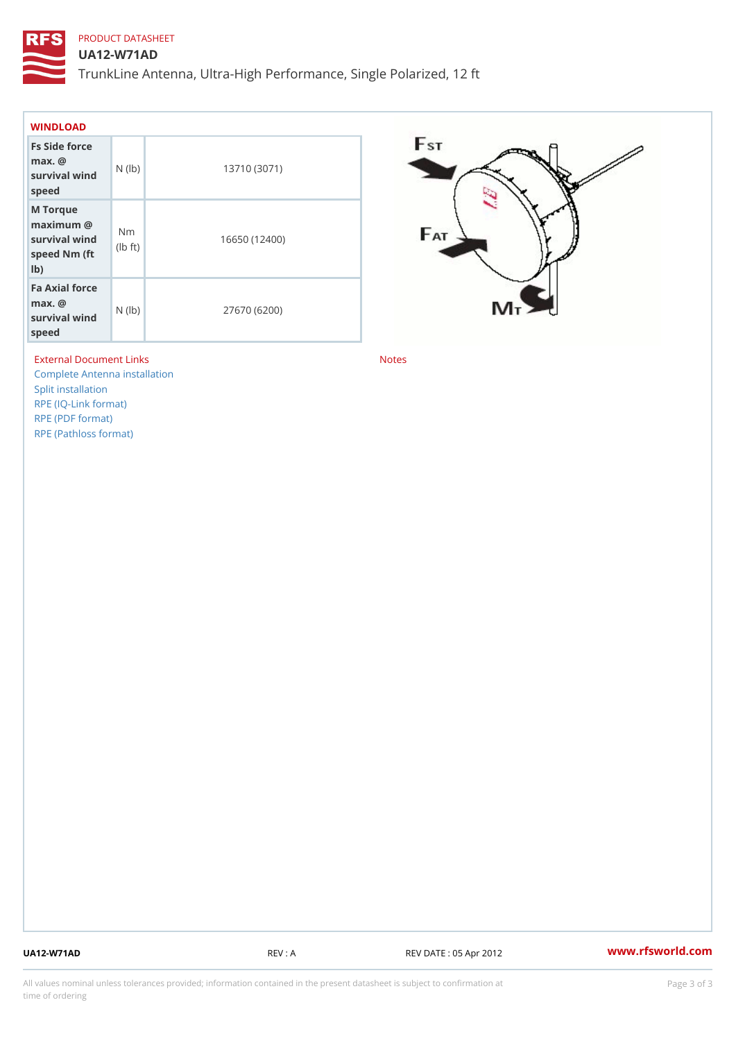PRODUCT DATASHEET

# UA12-W71AD

TrunkLine Antenna, Ultra-High Performance, Single Polarized, 12 ft

## WINDLOAD

| | | |
|---|---|---|
| Fs Side force max. @ survival wind speed | N (lb) | 13710 (3071) |
| M Torque maximum @ survival wind speed Nm (ft lb) | Nm (lb ft) | 16650 (12400) |
| Fa Axial force max. @ survival wind speed | N (lb) | 27670 (6200) |

FST

FAT

MT

### External Document Links

Complete Antenna installation

Split installation

RPE (IQ-Link format)

RPE (PDF format)

RPE (Pathloss format)

### Notes

UA12-W71AD REV : A REV DATE : 05 Apr 2012 www.rfsworld.com

All values nominal unless tolerances provided; information contained in the present datasheet is subject to confirmation at time of ordering